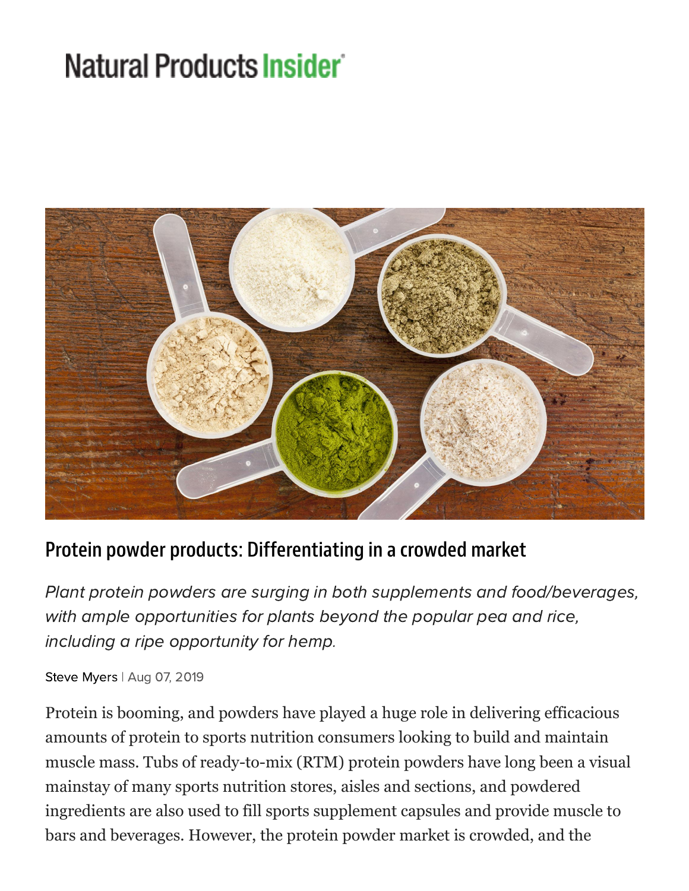Natural Products Insider

# Protein powder products: Differentiating in a crowded market

*Plant protein powders are surging in both supplements and food/beverages, with ample opportunities for plants beyond the popular pea and rice, including a ripe opportunity for hemp.*

Steve Myers | Aug 07, 2019

Protein is booming, and powders have played a huge role in delivering efficacious amounts of protein to sports nutrition consumers looking to build and maintain muscle mass. Tubs of ready-to-mix (RTM) protein powders have long been a visual mainstay of many sports nutrition stores, aisles and sections, and powdered ingredients are also used to fill sports supplement capsules and provide muscle to bars and beverages. However, the protein powder market is crowded, and the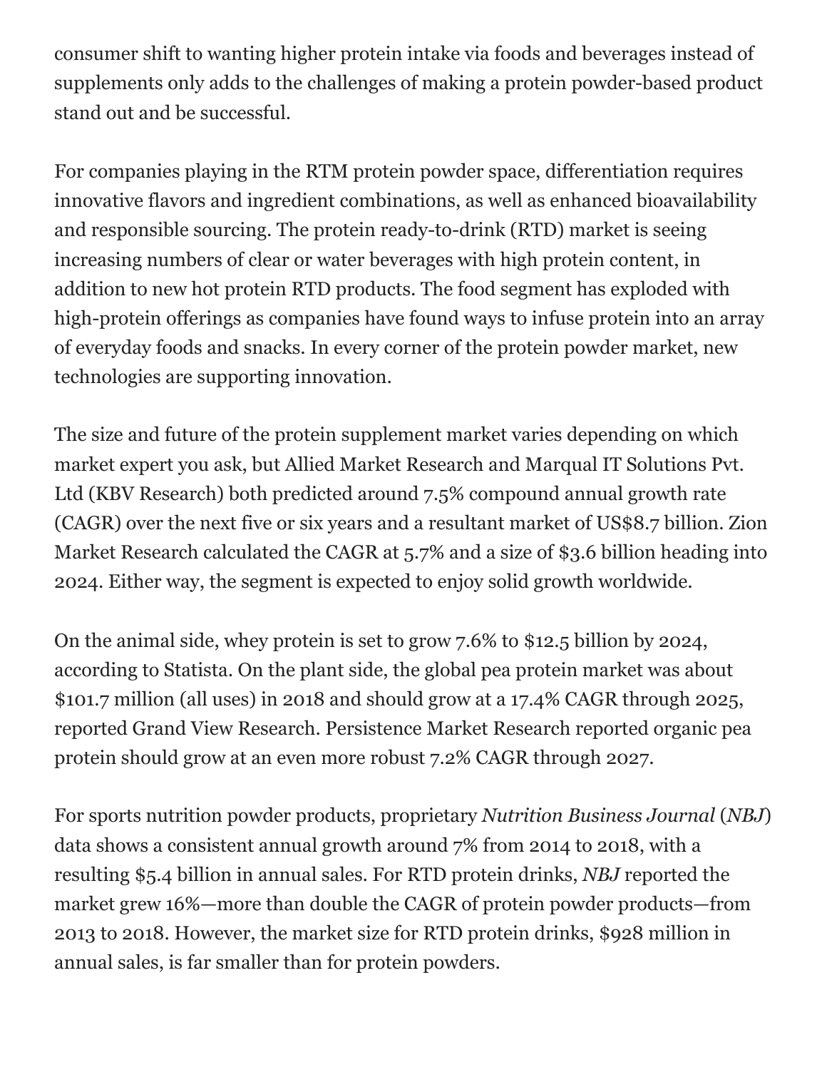consumer shift to wanting higher protein intake via foods and beverages instead of supplements only adds to the challenges of making a protein powder-based product stand out and be successful.

For companies playing in the RTM protein powder space, differentiation requires innovative flavors and ingredient combinations, as well as enhanced bioavailability and responsible sourcing. The protein ready-to-drink (RTD) market is seeing increasing numbers of clear or water beverages with high protein content, in addition to new hot protein RTD products. The food segment has exploded with high-protein offerings as companies have found ways to infuse protein into an array of everyday foods and snacks. In every corner of the protein powder market, new technologies are supporting innovation.

The size and future of the protein supplement market varies depending on which market expert you ask, but Allied Market Research and Marqual IT Solutions Pvt. Ltd (KBV Research) both predicted around 7.5% compound annual growth rate (CAGR) over the next five or six years and a resultant market of US$8.7 billion. Zion Market Research calculated the CAGR at 5.7% and a size of $3.6 billion heading into 2024. Either way, the segment is expected to enjoy solid growth worldwide.

On the animal side, whey protein is set to grow 7.6% to $12.5 billion by 2024, according to Statista. On the plant side, the global pea protein market was about $101.7 million (all uses) in 2018 and should grow at a 17.4% CAGR through 2025, reported Grand View Research. Persistence Market Research reported organic pea protein should grow at an even more robust 7.2% CAGR through 2027.

For sports nutrition powder products, proprietary *Nutrition Business Journal* (*NBJ*) data shows a consistent annual growth around 7% from 2014 to 2018, with a resulting $5.4 billion in annual sales. For RTD protein drinks, *NBJ* reported the market grew 16%—more than double the CAGR of protein powder products—from 2013 to 2018. However, the market size for RTD protein drinks, $928 million in annual sales, is far smaller than for protein powders.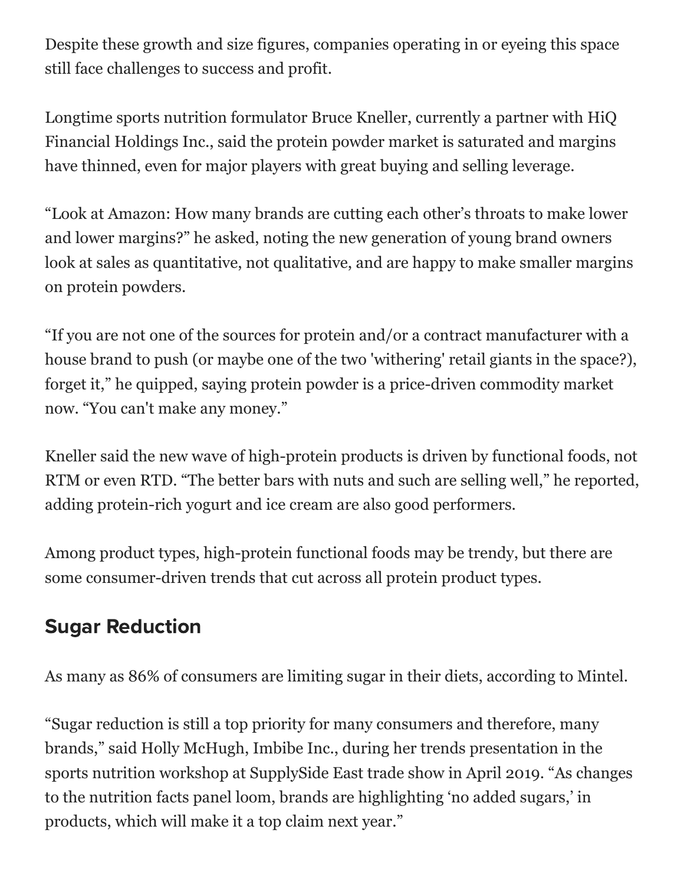Despite these growth and size figures, companies operating in or eyeing this space still face challenges to success and profit.

Longtime sports nutrition formulator Bruce Kneller, currently a partner with HiQ Financial Holdings Inc., said the protein powder market is saturated and margins have thinned, even for major players with great buying and selling leverage.

"Look at Amazon: How many brands are cutting each other's throats to make lower and lower margins?" he asked, noting the new generation of young brand owners look at sales as quantitative, not qualitative, and are happy to make smaller margins on protein powders.

"If you are not one of the sources for protein and/or a contract manufacturer with a house brand to push (or maybe one of the two 'withering' retail giants in the space?), forget it," he quipped, saying protein powder is a price-driven commodity market now. "You can't make any money."

Kneller said the new wave of high-protein products is driven by functional foods, not RTM or even RTD. "The better bars with nuts and such are selling well," he reported, adding protein-rich yogurt and ice cream are also good performers.

Among product types, high-protein functional foods may be trendy, but there are some consumer-driven trends that cut across all protein product types.

## Sugar Reduction

As many as 86% of consumers are limiting sugar in their diets, according to Mintel.

"Sugar reduction is still a top priority for many consumers and therefore, many brands," said Holly McHugh, Imbibe Inc., during her trends presentation in the sports nutrition workshop at SupplySide East trade show in April 2019. "As changes to the nutrition facts panel loom, brands are highlighting 'no added sugars,' in products, which will make it a top claim next year."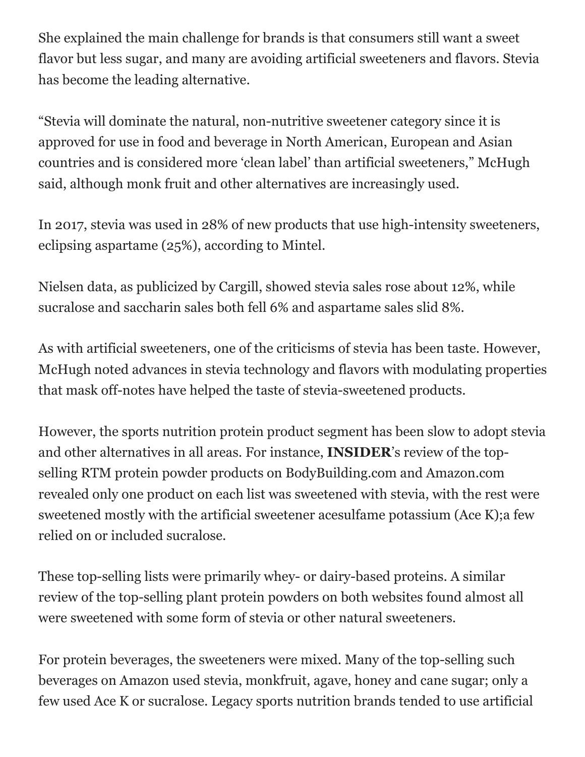She explained the main challenge for brands is that consumers still want a sweet flavor but less sugar, and many are avoiding artificial sweeteners and flavors. Stevia has become the leading alternative.

"Stevia will dominate the natural, non-nutritive sweetener category since it is approved for use in food and beverage in North American, European and Asian countries and is considered more 'clean label' than artificial sweeteners," McHugh said, although monk fruit and other alternatives are increasingly used.

In 2017, stevia was used in 28% of new products that use high-intensity sweeteners, eclipsing aspartame (25%), according to Mintel.

Nielsen data, as publicized by Cargill, showed stevia sales rose about 12%, while sucralose and saccharin sales both fell 6% and aspartame sales slid 8%.

As with artificial sweeteners, one of the criticisms of stevia has been taste. However, McHugh noted advances in stevia technology and flavors with modulating properties that mask off-notes have helped the taste of stevia-sweetened products.

However, the sports nutrition protein product segment has been slow to adopt stevia and other alternatives in all areas. For instance, **INSIDER**'s review of the top-selling RTM protein powder products on BodyBuilding.com and Amazon.com revealed only one product on each list was sweetened with stevia, with the rest were sweetened mostly with the artificial sweetener acesulfame potassium (Ace K);a few relied on or included sucralose.

These top-selling lists were primarily whey- or dairy-based proteins. A similar review of the top-selling plant protein powders on both websites found almost all were sweetened with some form of stevia or other natural sweeteners.

For protein beverages, the sweeteners were mixed. Many of the top-selling such beverages on Amazon used stevia, monkfruit, agave, honey and cane sugar; only a few used Ace K or sucralose. Legacy sports nutrition brands tended to use artificial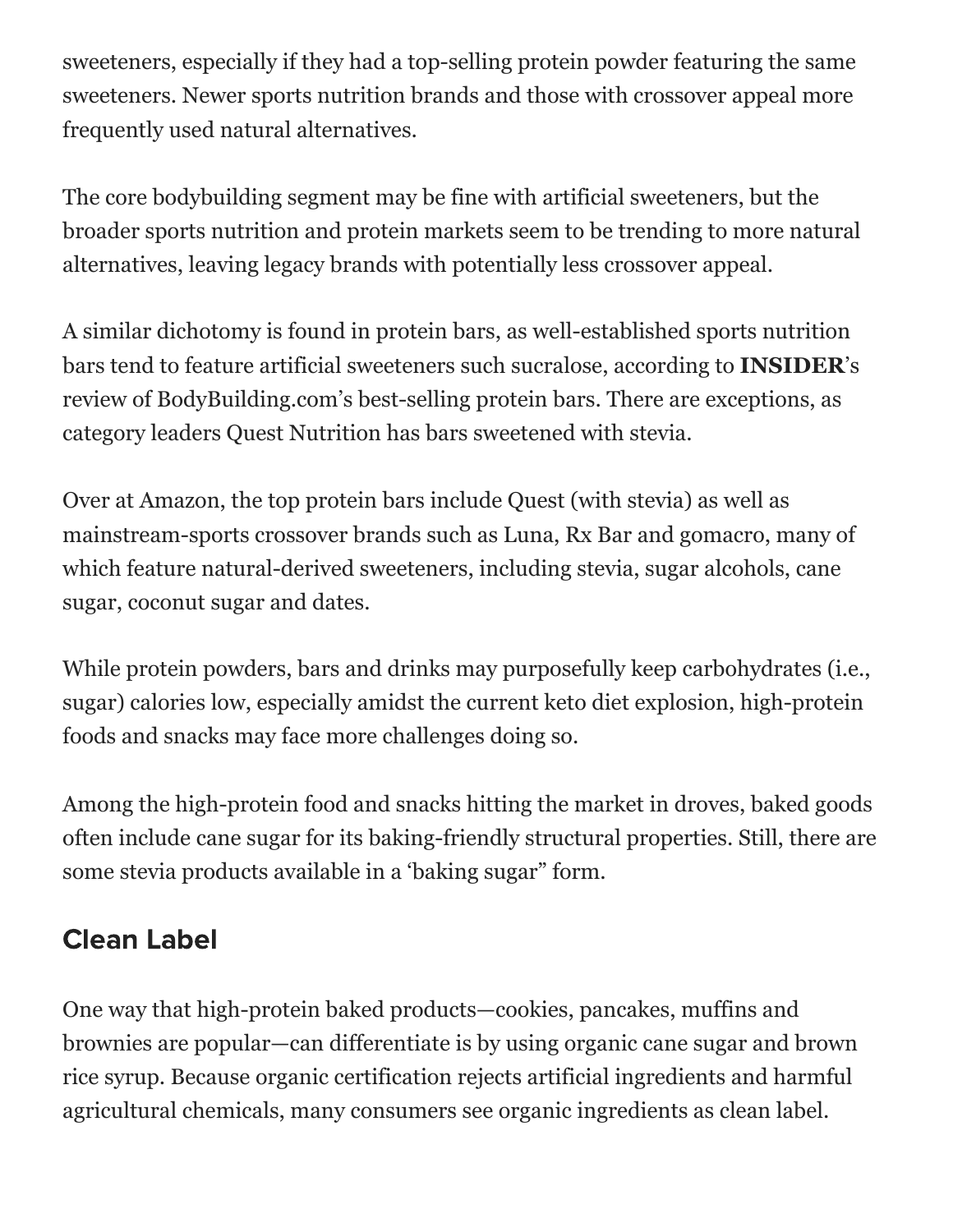sweeteners, especially if they had a top-selling protein powder featuring the same sweeteners. Newer sports nutrition brands and those with crossover appeal more frequently used natural alternatives.

The core bodybuilding segment may be fine with artificial sweeteners, but the broader sports nutrition and protein markets seem to be trending to more natural alternatives, leaving legacy brands with potentially less crossover appeal.

A similar dichotomy is found in protein bars, as well-established sports nutrition bars tend to feature artificial sweeteners such sucralose, according to **INSIDER**'s review of BodyBuilding.com's best-selling protein bars. There are exceptions, as category leaders Quest Nutrition has bars sweetened with stevia.

Over at Amazon, the top protein bars include Quest (with stevia) as well as mainstream-sports crossover brands such as Luna, Rx Bar and gomacro, many of which feature natural-derived sweeteners, including stevia, sugar alcohols, cane sugar, coconut sugar and dates.

While protein powders, bars and drinks may purposefully keep carbohydrates (i.e., sugar) calories low, especially amidst the current keto diet explosion, high-protein foods and snacks may face more challenges doing so.

Among the high-protein food and snacks hitting the market in droves, baked goods often include cane sugar for its baking-friendly structural properties. Still, there are some stevia products available in a 'baking sugar" form.

## Clean Label

One way that high-protein baked products—cookies, pancakes, muffins and brownies are popular—can differentiate is by using organic cane sugar and brown rice syrup. Because organic certification rejects artificial ingredients and harmful agricultural chemicals, many consumers see organic ingredients as clean label.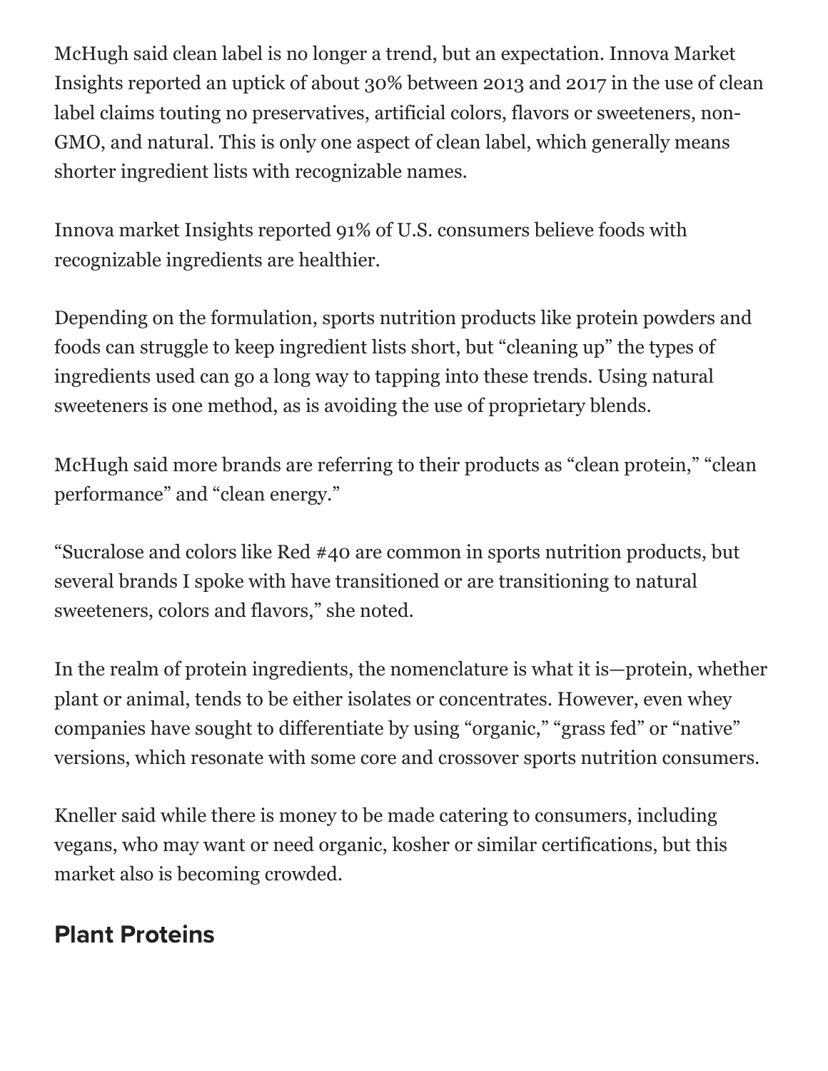McHugh said clean label is no longer a trend, but an expectation. Innova Market Insights reported an uptick of about 30% between 2013 and 2017 in the use of clean label claims touting no preservatives, artificial colors, flavors or sweeteners, non-GMO, and natural. This is only one aspect of clean label, which generally means shorter ingredient lists with recognizable names.

Innova market Insights reported 91% of U.S. consumers believe foods with recognizable ingredients are healthier.

Depending on the formulation, sports nutrition products like protein powders and foods can struggle to keep ingredient lists short, but "cleaning up" the types of ingredients used can go a long way to tapping into these trends. Using natural sweeteners is one method, as is avoiding the use of proprietary blends.

McHugh said more brands are referring to their products as "clean protein," "clean performance" and "clean energy."

"Sucralose and colors like Red #40 are common in sports nutrition products, but several brands I spoke with have transitioned or are transitioning to natural sweeteners, colors and flavors," she noted.

In the realm of protein ingredients, the nomenclature is what it is—protein, whether plant or animal, tends to be either isolates or concentrates. However, even whey companies have sought to differentiate by using "organic," "grass fed" or "native" versions, which resonate with some core and crossover sports nutrition consumers.

Kneller said while there is money to be made catering to consumers, including vegans, who may want or need organic, kosher or similar certifications, but this market also is becoming crowded.

## Plant Proteins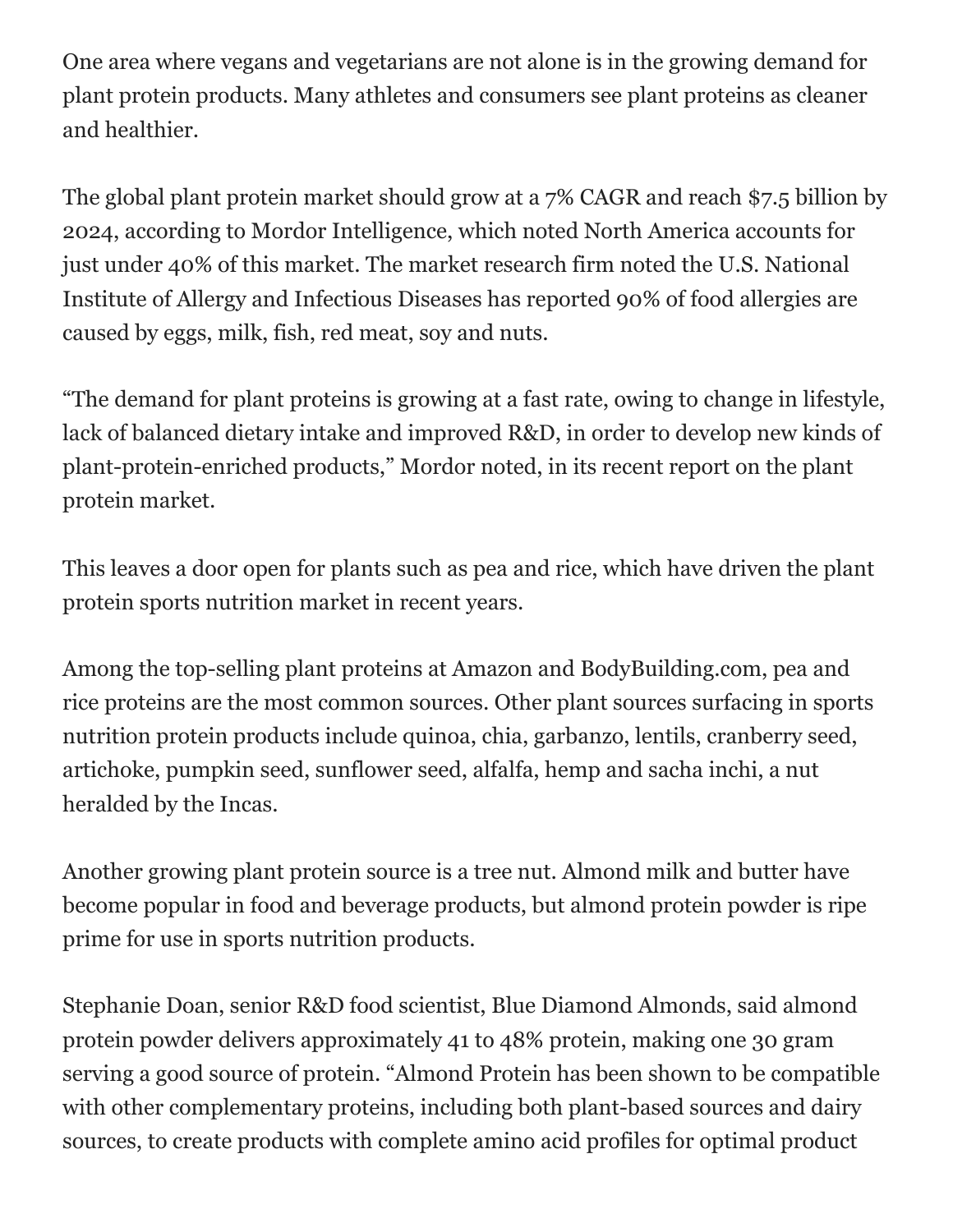One area where vegans and vegetarians are not alone is in the growing demand for plant protein products. Many athletes and consumers see plant proteins as cleaner and healthier.

The global plant protein market should grow at a 7% CAGR and reach $7.5 billion by 2024, according to Mordor Intelligence, which noted North America accounts for just under 40% of this market. The market research firm noted the U.S. National Institute of Allergy and Infectious Diseases has reported 90% of food allergies are caused by eggs, milk, fish, red meat, soy and nuts.

"The demand for plant proteins is growing at a fast rate, owing to change in lifestyle, lack of balanced dietary intake and improved R&D, in order to develop new kinds of plant-protein-enriched products," Mordor noted, in its recent report on the plant protein market.

This leaves a door open for plants such as pea and rice, which have driven the plant protein sports nutrition market in recent years.

Among the top-selling plant proteins at Amazon and BodyBuilding.com, pea and rice proteins are the most common sources. Other plant sources surfacing in sports nutrition protein products include quinoa, chia, garbanzo, lentils, cranberry seed, artichoke, pumpkin seed, sunflower seed, alfalfa, hemp and sacha inchi, a nut heralded by the Incas.

Another growing plant protein source is a tree nut. Almond milk and butter have become popular in food and beverage products, but almond protein powder is ripe prime for use in sports nutrition products.

Stephanie Doan, senior R&D food scientist, Blue Diamond Almonds, said almond protein powder delivers approximately 41 to 48% protein, making one 30 gram serving a good source of protein. "Almond Protein has been shown to be compatible with other complementary proteins, including both plant-based sources and dairy sources, to create products with complete amino acid profiles for optimal product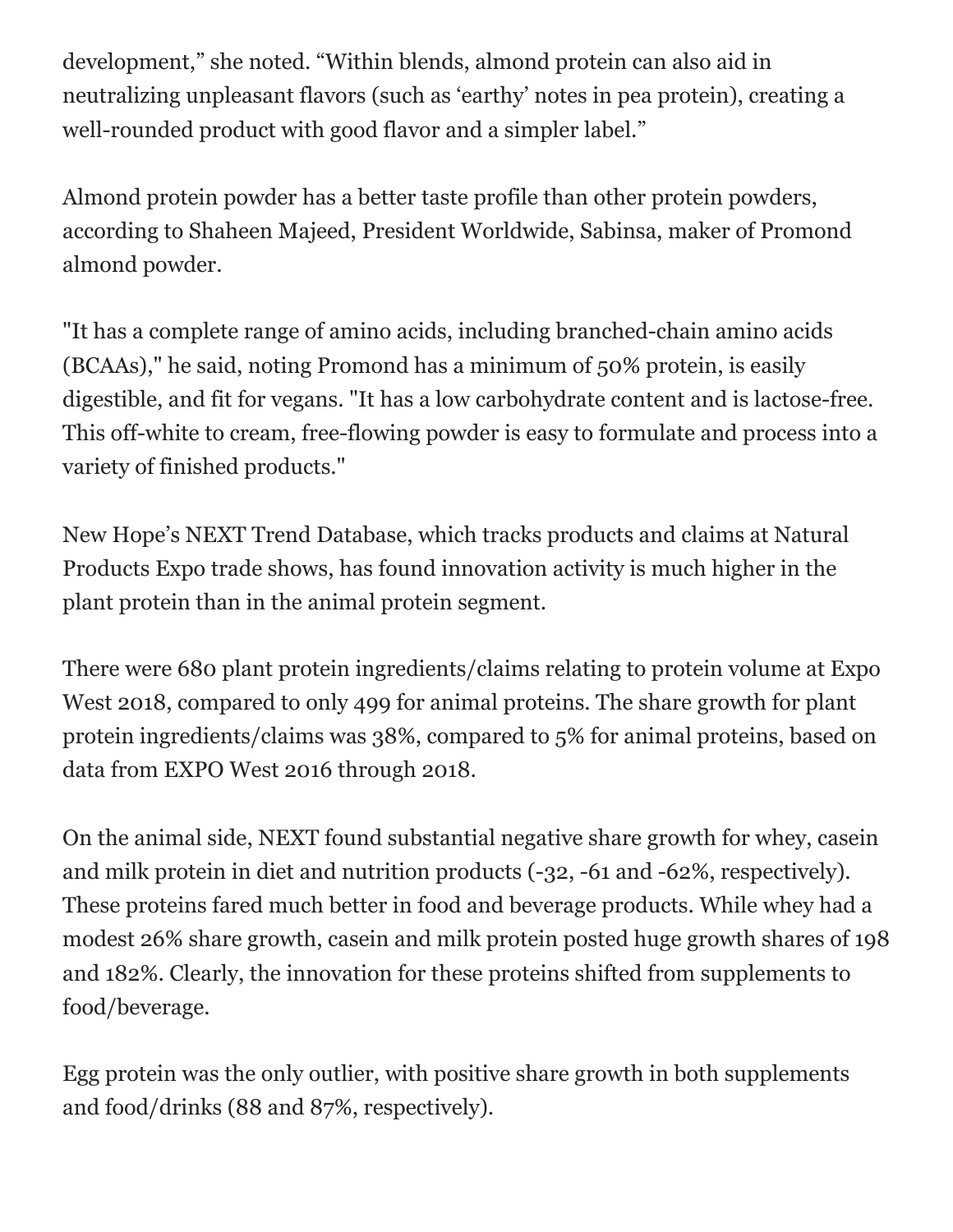development," she noted. "Within blends, almond protein can also aid in neutralizing unpleasant flavors (such as 'earthy' notes in pea protein), creating a well-rounded product with good flavor and a simpler label."

Almond protein powder has a better taste profile than other protein powders, according to Shaheen Majeed, President Worldwide, Sabinsa, maker of Promond almond powder.

"It has a complete range of amino acids, including branched-chain amino acids (BCAAs)," he said, noting Promond has a minimum of 50% protein, is easily digestible, and fit for vegans. "It has a low carbohydrate content and is lactose-free. This off-white to cream, free-flowing powder is easy to formulate and process into a variety of finished products."

New Hope's NEXT Trend Database, which tracks products and claims at Natural Products Expo trade shows, has found innovation activity is much higher in the plant protein than in the animal protein segment.

There were 680 plant protein ingredients/claims relating to protein volume at Expo West 2018, compared to only 499 for animal proteins. The share growth for plant protein ingredients/claims was 38%, compared to 5% for animal proteins, based on data from EXPO West 2016 through 2018.

On the animal side, NEXT found substantial negative share growth for whey, casein and milk protein in diet and nutrition products (-32, -61 and -62%, respectively). These proteins fared much better in food and beverage products. While whey had a modest 26% share growth, casein and milk protein posted huge growth shares of 198 and 182%. Clearly, the innovation for these proteins shifted from supplements to food/beverage.

Egg protein was the only outlier, with positive share growth in both supplements and food/drinks (88 and 87%, respectively).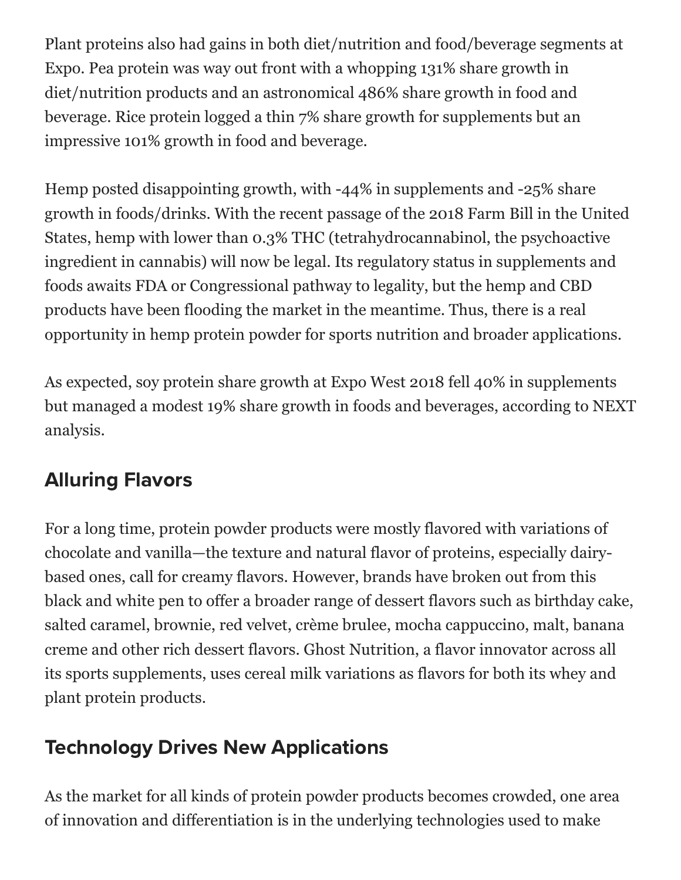Plant proteins also had gains in both diet/nutrition and food/beverage segments at Expo. Pea protein was way out front with a whopping 131% share growth in diet/nutrition products and an astronomical 486% share growth in food and beverage. Rice protein logged a thin 7% share growth for supplements but an impressive 101% growth in food and beverage.

Hemp posted disappointing growth, with -44% in supplements and -25% share growth in foods/drinks. With the recent passage of the 2018 Farm Bill in the United States, hemp with lower than 0.3% THC (tetrahydrocannabinol, the psychoactive ingredient in cannabis) will now be legal. Its regulatory status in supplements and foods awaits FDA or Congressional pathway to legality, but the hemp and CBD products have been flooding the market in the meantime. Thus, there is a real opportunity in hemp protein powder for sports nutrition and broader applications.

As expected, soy protein share growth at Expo West 2018 fell 40% in supplements but managed a modest 19% share growth in foods and beverages, according to NEXT analysis.

## Alluring Flavors

For a long time, protein powder products were mostly flavored with variations of chocolate and vanilla—the texture and natural flavor of proteins, especially dairy-based ones, call for creamy flavors. However, brands have broken out from this black and white pen to offer a broader range of dessert flavors such as birthday cake, salted caramel, brownie, red velvet, crème brulee, mocha cappuccino, malt, banana creme and other rich dessert flavors. Ghost Nutrition, a flavor innovator across all its sports supplements, uses cereal milk variations as flavors for both its whey and plant protein products.

## Technology Drives New Applications

As the market for all kinds of protein powder products becomes crowded, one area of innovation and differentiation is in the underlying technologies used to make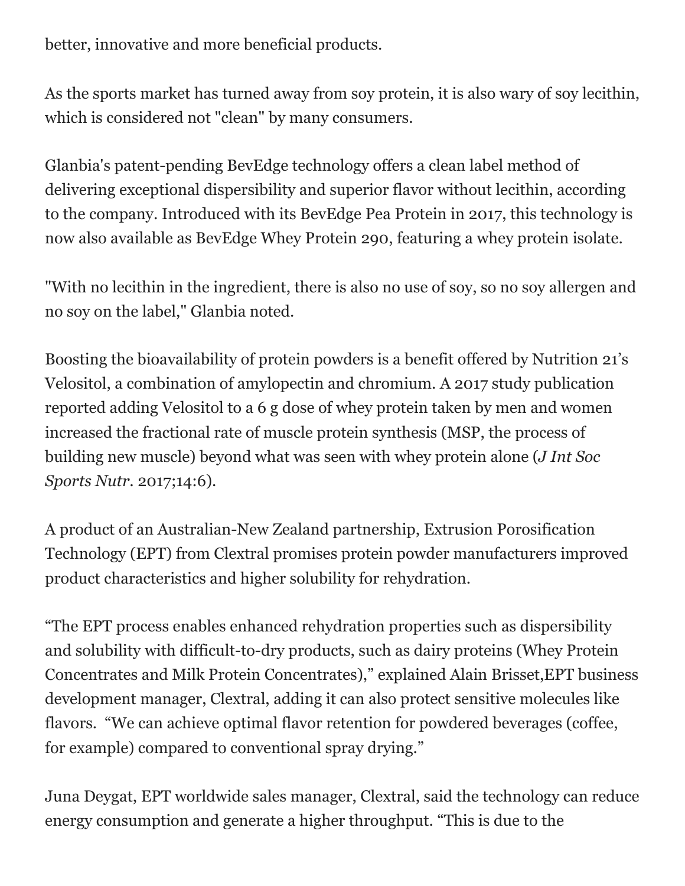better, innovative and more beneficial products.

As the sports market has turned away from soy protein, it is also wary of soy lecithin, which is considered not "clean" by many consumers.

Glanbia's patent-pending BevEdge technology offers a clean label method of delivering exceptional dispersibility and superior flavor without lecithin, according to the company. Introduced with its BevEdge Pea Protein in 2017, this technology is now also available as BevEdge Whey Protein 290, featuring a whey protein isolate.

"With no lecithin in the ingredient, there is also no use of soy, so no soy allergen and no soy on the label," Glanbia noted.

Boosting the bioavailability of protein powders is a benefit offered by Nutrition 21's Velositol, a combination of amylopectin and chromium. A 2017 study publication reported adding Velositol to a 6 g dose of whey protein taken by men and women increased the fractional rate of muscle protein synthesis (MSP, the process of building new muscle) beyond what was seen with whey protein alone (*J Int Soc Sports Nutr*. 2017;14:6).

A product of an Australian-New Zealand partnership, Extrusion Porosification Technology (EPT) from Clextral promises protein powder manufacturers improved product characteristics and higher solubility for rehydration.

"The EPT process enables enhanced rehydration properties such as dispersibility and solubility with difficult-to-dry products, such as dairy proteins (Whey Protein Concentrates and Milk Protein Concentrates)," explained Alain Brisset,EPT business development manager, Clextral, adding it can also protect sensitive molecules like flavors. "We can achieve optimal flavor retention for powdered beverages (coffee, for example) compared to conventional spray drying."

Juna Deygat, EPT worldwide sales manager, Clextral, said the technology can reduce energy consumption and generate a higher throughput. "This is due to the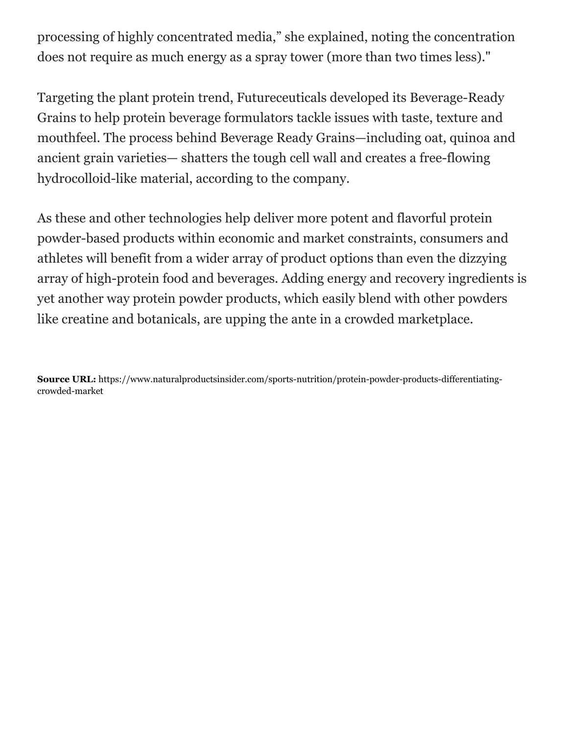processing of highly concentrated media," she explained, noting the concentration does not require as much energy as a spray tower (more than two times less)."

Targeting the plant protein trend, Futureceuticals developed its Beverage-Ready Grains to help protein beverage formulators tackle issues with taste, texture and mouthfeel. The process behind Beverage Ready Grains—including oat, quinoa and ancient grain varieties— shatters the tough cell wall and creates a free-flowing hydrocolloid-like material, according to the company.

As these and other technologies help deliver more potent and flavorful protein powder-based products within economic and market constraints, consumers and athletes will benefit from a wider array of product options than even the dizzying array of high-protein food and beverages. Adding energy and recovery ingredients is yet another way protein powder products, which easily blend with other powders like creatine and botanicals, are upping the ante in a crowded marketplace.

**Source URL:** https://www.naturalproductsinsider.com/sports-nutrition/protein-powder-products-differentiating-crowded-market